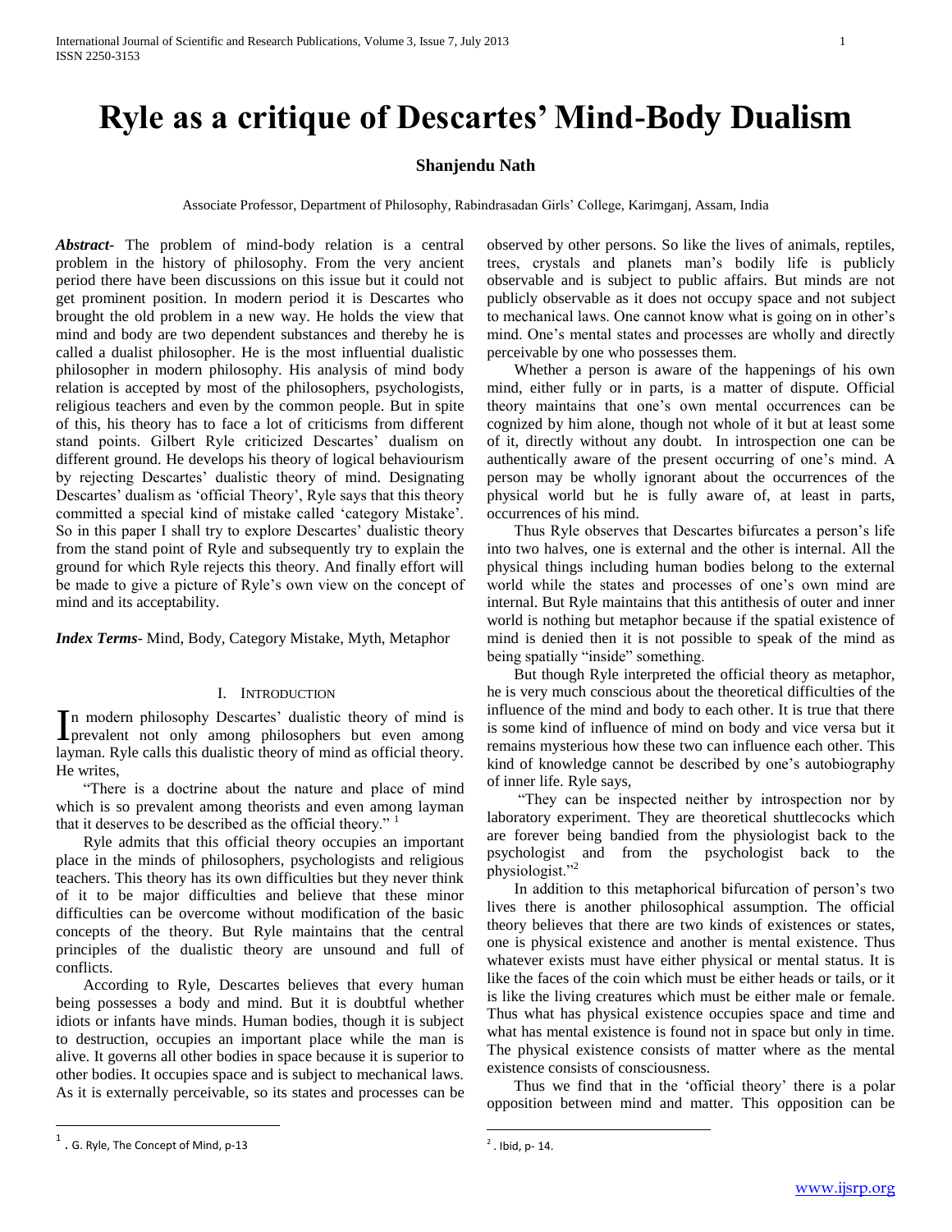# Ryle as a critique of Descartes' Mind-Body Dualism

**Shanjendu Nath**

Associate Professor, Department of Philosophy, Rabindrasadan Girls' College, Karimganj, Assam, India

***Abstract***- The problem of mind-body relation is a central problem in the history of philosophy. From the very ancient period there have been discussions on this issue but it could not get prominent position. In modern period it is Descartes who brought the old problem in a new way. He holds the view that mind and body are two dependent substances and thereby he is called a dualist philosopher. He is the most influential dualistic philosopher in modern philosophy. His analysis of mind body relation is accepted by most of the philosophers, psychologists, religious teachers and even by the common people. But in spite of this, his theory has to face a lot of criticisms from different stand points. Gilbert Ryle criticized Descartes' dualism on different ground. He develops his theory of logical behaviourism by rejecting Descartes' dualistic theory of mind. Designating Descartes' dualism as 'official Theory', Ryle says that this theory committed a special kind of mistake called 'category Mistake'. So in this paper I shall try to explore Descartes' dualistic theory from the stand point of Ryle and subsequently try to explain the ground for which Ryle rejects this theory. And finally effort will be made to give a picture of Ryle's own view on the concept of mind and its acceptability.

***Index Terms***- Mind, Body, Category Mistake, Myth, Metaphor

## I. Introduction

In modern philosophy Descartes' dualistic theory of mind is prevalent not only among philosophers but even among layman. Ryle calls this dualistic theory of mind as official theory. He writes,

"There is a doctrine about the nature and place of mind which is so prevalent among theorists and even among layman that it deserves to be described as the official theory." [1]

Ryle admits that this official theory occupies an important place in the minds of philosophers, psychologists and religious teachers. This theory has its own difficulties but they never think of it to be major difficulties and believe that these minor difficulties can be overcome without modification of the basic concepts of the theory. But Ryle maintains that the central principles of the dualistic theory are unsound and full of conflicts.

According to Ryle, Descartes believes that every human being possesses a body and mind. But it is doubtful whether idiots or infants have minds. Human bodies, though it is subject to destruction, occupies an important place while the man is alive. It governs all other bodies in space because it is superior to other bodies. It occupies space and is subject to mechanical laws. As it is externally perceivable, so its states and processes can be observed by other persons. So like the lives of animals, reptiles, trees, crystals and planets man's bodily life is publicly observable and is subject to public affairs. But minds are not publicly observable as it does not occupy space and not subject to mechanical laws. One cannot know what is going on in other's mind. One's mental states and processes are wholly and directly perceivable by one who possesses them.

Whether a person is aware of the happenings of his own mind, either fully or in parts, is a matter of dispute. Official theory maintains that one's own mental occurrences can be cognized by him alone, though not whole of it but at least some of it, directly without any doubt. In introspection one can be authentically aware of the present occurring of one's mind. A person may be wholly ignorant about the occurrences of the physical world but he is fully aware of, at least in parts, occurrences of his mind.

Thus Ryle observes that Descartes bifurcates a person's life into two halves, one is external and the other is internal. All the physical things including human bodies belong to the external world while the states and processes of one's own mind are internal. But Ryle maintains that this antithesis of outer and inner world is nothing but metaphor because if the spatial existence of mind is denied then it is not possible to speak of the mind as being spatially "inside" something.

But though Ryle interpreted the official theory as metaphor, he is very much conscious about the theoretical difficulties of the influence of the mind and body to each other. It is true that there is some kind of influence of mind on body and vice versa but it remains mysterious how these two can influence each other. This kind of knowledge cannot be described by one's autobiography of inner life. Ryle says,

"They can be inspected neither by introspection nor by laboratory experiment. They are theoretical shuttlecocks which are forever being bandied from the physiologist back to the psychologist and from the psychologist back to the physiologist."[2]

In addition to this metaphorical bifurcation of person's two lives there is another philosophical assumption. The official theory believes that there are two kinds of existences or states, one is physical existence and another is mental existence. Thus whatever exists must have either physical or mental status. It is like the faces of the coin which must be either heads or tails, or it is like the living creatures which must be either male or female. Thus what has physical existence occupies space and time and what has mental existence is found not in space but only in time. The physical existence consists of matter where as the mental existence consists of consciousness.

Thus we find that in the 'official theory' there is a polar opposition between mind and matter. This opposition can be

---

[1] . G. Ryle, The Concept of Mind, p-13

[2] . Ibid, p- 14.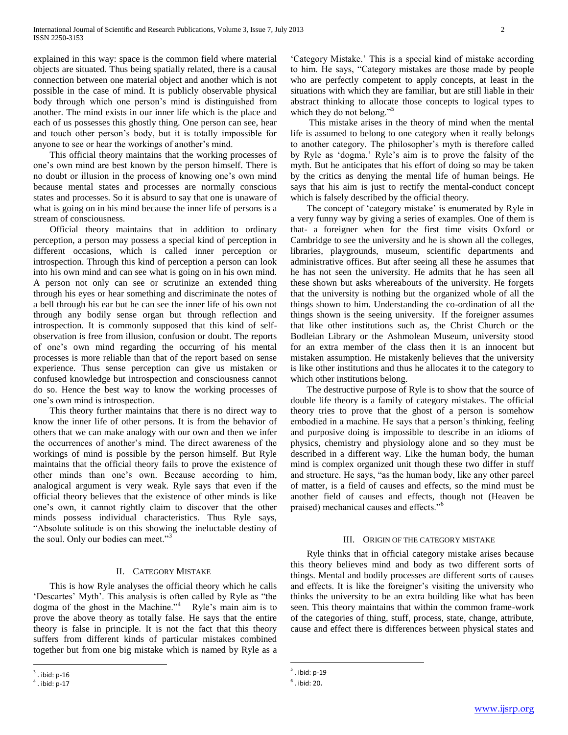explained in this way: space is the common field where material objects are situated. Thus being spatially related, there is a causal connection between one material object and another which is not possible in the case of mind. It is publicly observable physical body through which one person's mind is distinguished from another. The mind exists in our inner life which is the place and each of us possesses this ghostly thing. One person can see, hear and touch other person's body, but it is totally impossible for anyone to see or hear the workings of another's mind.

This official theory maintains that the working processes of one's own mind are best known by the person himself. There is no doubt or illusion in the process of knowing one's own mind because mental states and processes are normally conscious states and processes. So it is absurd to say that one is unaware of what is going on in his mind because the inner life of persons is a stream of consciousness.

Official theory maintains that in addition to ordinary perception, a person may possess a special kind of perception in different occasions, which is called inner perception or introspection. Through this kind of perception a person can look into his own mind and can see what is going on in his own mind. A person not only can see or scrutinize an extended thing through his eyes or hear something and discriminate the notes of a bell through his ear but he can see the inner life of his own not through any bodily sense organ but through reflection and introspection. It is commonly supposed that this kind of self-observation is free from illusion, confusion or doubt. The reports of one's own mind regarding the occurring of his mental processes is more reliable than that of the report based on sense experience. Thus sense perception can give us mistaken or confused knowledge but introspection and consciousness cannot do so. Hence the best way to know the working processes of one's own mind is introspection.

This theory further maintains that there is no direct way to know the inner life of other persons. It is from the behavior of others that we can make analogy with our own and then we infer the occurrences of another's mind. The direct awareness of the workings of mind is possible by the person himself. But Ryle maintains that the official theory fails to prove the existence of other minds than one's own. Because according to him, analogical argument is very weak. Ryle says that even if the official theory believes that the existence of other minds is like one's own, it cannot rightly claim to discover that the other minds possess individual characteristics. Thus Ryle says, "Absolute solitude is on this showing the ineluctable destiny of the soul. Only our bodies can meet."[3]

## II. Category Mistake

This is how Ryle analyses the official theory which he calls 'Descartes' Myth'. This analysis is often called by Ryle as "the dogma of the ghost in the Machine."[4] Ryle's main aim is to prove the above theory as totally false. He says that the entire theory is false in principle. It is not the fact that this theory suffers from different kinds of particular mistakes combined together but from one big mistake which is named by Ryle as a 'Category Mistake.' This is a special kind of mistake according to him. He says, "Category mistakes are those made by people who are perfectly competent to apply concepts, at least in the situations with which they are familiar, but are still liable in their abstract thinking to allocate those concepts to logical types to which they do not belong."[5]

This mistake arises in the theory of mind when the mental life is assumed to belong to one category when it really belongs to another category. The philosopher's myth is therefore called by Ryle as 'dogma.' Ryle's aim is to prove the falsity of the myth. But he anticipates that his effort of doing so may be taken by the critics as denying the mental life of human beings. He says that his aim is just to rectify the mental-conduct concept which is falsely described by the official theory.

The concept of 'category mistake' is enumerated by Ryle in a very funny way by giving a series of examples. One of them is that- a foreigner when for the first time visits Oxford or Cambridge to see the university and he is shown all the colleges, libraries, playgrounds, museum, scientific departments and administrative offices. But after seeing all these he assumes that he has not seen the university. He admits that he has seen all these shown but asks whereabouts of the university. He forgets that the university is nothing but the organized whole of all the things shown to him. Understanding the co-ordination of all the things shown is the seeing university. If the foreigner assumes that like other institutions such as, the Christ Church or the Bodleian Library or the Ashmolean Museum, university stood for an extra member of the class then it is an innocent but mistaken assumption. He mistakenly believes that the university is like other institutions and thus he allocates it to the category to which other institutions belong.

The destructive purpose of Ryle is to show that the source of double life theory is a family of category mistakes. The official theory tries to prove that the ghost of a person is somehow embodied in a machine. He says that a person's thinking, feeling and purposive doing is impossible to describe in an idioms of physics, chemistry and physiology alone and so they must be described in a different way. Like the human body, the human mind is complex organized unit though these two differ in stuff and structure. He says, "as the human body, like any other parcel of matter, is a field of causes and effects, so the mind must be another field of causes and effects, though not (Heaven be praised) mechanical causes and effects."[6]

## III. Origin of the Category Mistake

Ryle thinks that in official category mistake arises because this theory believes mind and body as two different sorts of things. Mental and bodily processes are different sorts of causes and effects. It is like the foreigner's visiting the university who thinks the university to be an extra building like what has been seen. This theory maintains that within the common frame-work of the categories of thing, stuff, process, state, change, attribute, cause and effect there is differences between physical states and

---

[3] . ibid: p-16

[4] . ibid: p-17

[5] . ibid: p-19

[6] . ibid: 20.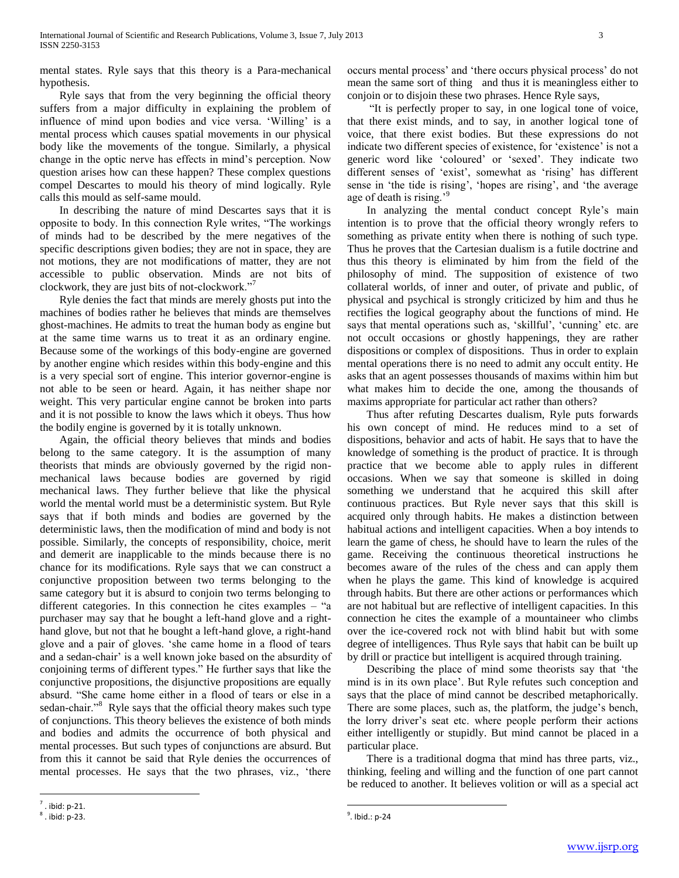mental states. Ryle says that this theory is a Para-mechanical hypothesis.

Ryle says that from the very beginning the official theory suffers from a major difficulty in explaining the problem of influence of mind upon bodies and vice versa. 'Willing' is a mental process which causes spatial movements in our physical body like the movements of the tongue. Similarly, a physical change in the optic nerve has effects in mind's perception. Now question arises how can these happen? These complex questions compel Descartes to mould his theory of mind logically. Ryle calls this mould as self-same mould.

In describing the nature of mind Descartes says that it is opposite to body. In this connection Ryle writes, "The workings of minds had to be described by the mere negatives of the specific descriptions given bodies; they are not in space, they are not motions, they are not modifications of matter, they are not accessible to public observation. Minds are not bits of clockwork, they are just bits of not-clockwork."[7]

Ryle denies the fact that minds are merely ghosts put into the machines of bodies rather he believes that minds are themselves ghost-machines. He admits to treat the human body as engine but at the same time warns us to treat it as an ordinary engine. Because some of the workings of this body-engine are governed by another engine which resides within this body-engine and this is a very special sort of engine. This interior governor-engine is not able to be seen or heard. Again, it has neither shape nor weight. This very particular engine cannot be broken into parts and it is not possible to know the laws which it obeys. Thus how the bodily engine is governed by it is totally unknown.

Again, the official theory believes that minds and bodies belong to the same category. It is the assumption of many theorists that minds are obviously governed by the rigid non-mechanical laws because bodies are governed by rigid mechanical laws. They further believe that like the physical world the mental world must be a deterministic system. But Ryle says that if both minds and bodies are governed by the deterministic laws, then the modification of mind and body is not possible. Similarly, the concepts of responsibility, choice, merit and demerit are inapplicable to the minds because there is no chance for its modifications. Ryle says that we can construct a conjunctive proposition between two terms belonging to the same category but it is absurd to conjoin two terms belonging to different categories. In this connection he cites examples – "a purchaser may say that he bought a left-hand glove and a right-hand glove, but not that he bought a left-hand glove, a right-hand glove and a pair of gloves. 'she came home in a flood of tears and a sedan-chair' is a well known joke based on the absurdity of conjoining terms of different types." He further says that like the conjunctive propositions, the disjunctive propositions are equally absurd. "She came home either in a flood of tears or else in a sedan-chair."[8] Ryle says that the official theory makes such type of conjunctions. This theory believes the existence of both minds and bodies and admits the occurrence of both physical and mental processes. But such types of conjunctions are absurd. But from this it cannot be said that Ryle denies the occurrences of mental processes. He says that the two phrases, viz., 'there occurs mental process' and 'there occurs physical process' do not mean the same sort of thing and thus it is meaningless either to conjoin or to disjoin these two phrases. Hence Ryle says,

"It is perfectly proper to say, in one logical tone of voice, that there exist minds, and to say, in another logical tone of voice, that there exist bodies. But these expressions do not indicate two different species of existence, for 'existence' is not a generic word like 'coloured' or 'sexed'. They indicate two different senses of 'exist', somewhat as 'rising' has different sense in 'the tide is rising', 'hopes are rising', and 'the average age of death is rising.'[9]

In analyzing the mental conduct concept Ryle's main intention is to prove that the official theory wrongly refers to something as private entity when there is nothing of such type. Thus he proves that the Cartesian dualism is a futile doctrine and thus this theory is eliminated by him from the field of the philosophy of mind. The supposition of existence of two collateral worlds, of inner and outer, of private and public, of physical and psychical is strongly criticized by him and thus he rectifies the logical geography about the functions of mind. He says that mental operations such as, 'skillful', 'cunning' etc. are not occult occasions or ghostly happenings, they are rather dispositions or complex of dispositions. Thus in order to explain mental operations there is no need to admit any occult entity. He asks that an agent possesses thousands of maxims within him but what makes him to decide the one, among the thousands of maxims appropriate for particular act rather than others?

Thus after refuting Descartes dualism, Ryle puts forwards his own concept of mind. He reduces mind to a set of dispositions, behavior and acts of habit. He says that to have the knowledge of something is the product of practice. It is through practice that we become able to apply rules in different occasions. When we say that someone is skilled in doing something we understand that he acquired this skill after continuous practices. But Ryle never says that this skill is acquired only through habits. He makes a distinction between habitual actions and intelligent capacities. When a boy intends to learn the game of chess, he should have to learn the rules of the game. Receiving the continuous theoretical instructions he becomes aware of the rules of the chess and can apply them when he plays the game. This kind of knowledge is acquired through habits. But there are other actions or performances which are not habitual but are reflective of intelligent capacities. In this connection he cites the example of a mountaineer who climbs over the ice-covered rock not with blind habit but with some degree of intelligences. Thus Ryle says that habit can be built up by drill or practice but intelligent is acquired through training.

Describing the place of mind some theorists say that 'the mind is in its own place'. But Ryle refutes such conception and says that the place of mind cannot be described metaphorically. There are some places, such as, the platform, the judge's bench, the lorry driver's seat etc. where people perform their actions either intelligently or stupidly. But mind cannot be placed in a particular place.

There is a traditional dogma that mind has three parts, viz., thinking, feeling and willing and the function of one part cannot be reduced to another. It believes volition or will as a special act

---

[7]. ibid: p-21.

[8]. ibid: p-23.

[9]. Ibid.: p-24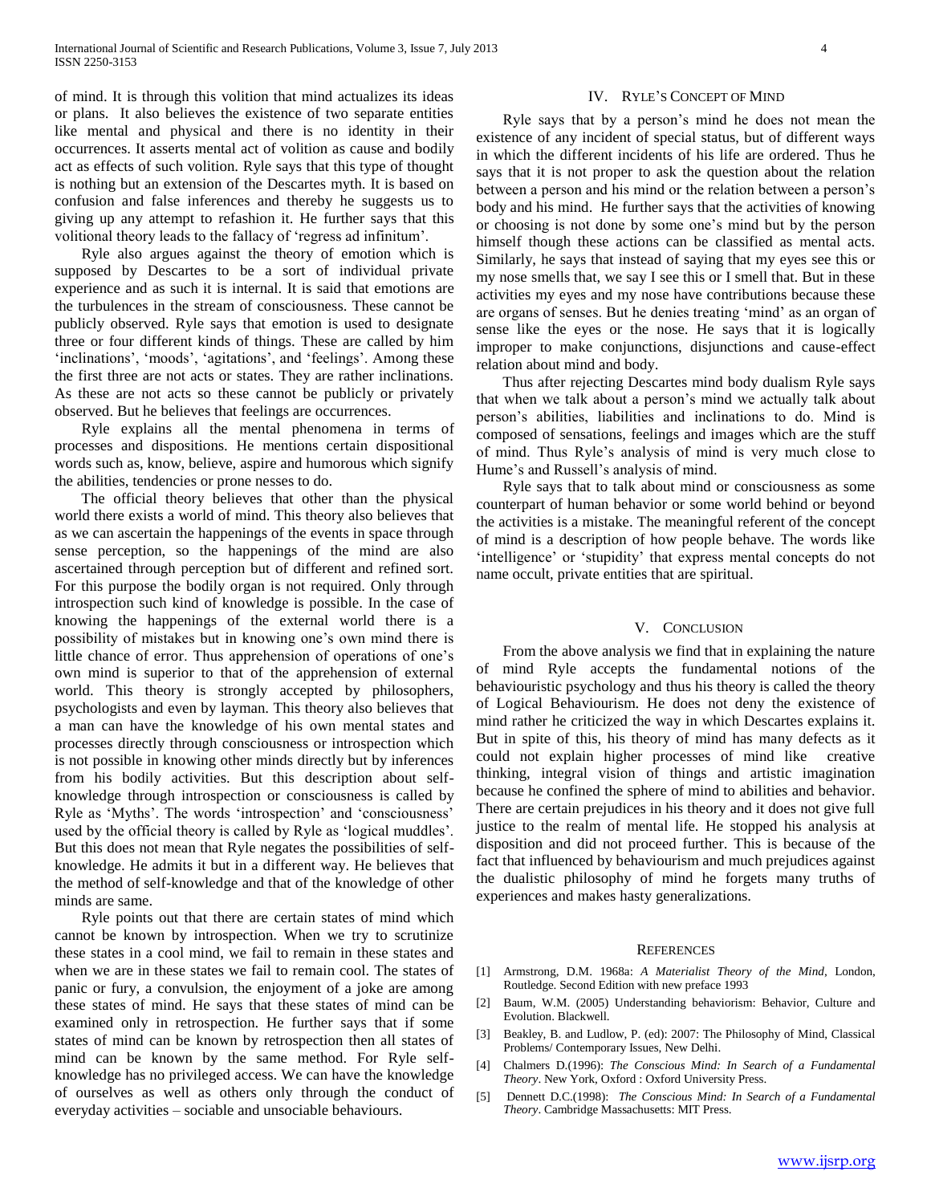of mind. It is through this volition that mind actualizes its ideas or plans. It also believes the existence of two separate entities like mental and physical and there is no identity in their occurrences. It asserts mental act of volition as cause and bodily act as effects of such volition. Ryle says that this type of thought is nothing but an extension of the Descartes myth. It is based on confusion and false inferences and thereby he suggests us to giving up any attempt to refashion it. He further says that this volitional theory leads to the fallacy of 'regress ad infinitum'.

Ryle also argues against the theory of emotion which is supposed by Descartes to be a sort of individual private experience and as such it is internal. It is said that emotions are the turbulences in the stream of consciousness. These cannot be publicly observed. Ryle says that emotion is used to designate three or four different kinds of things. These are called by him 'inclinations', 'moods', 'agitations', and 'feelings'. Among these the first three are not acts or states. They are rather inclinations. As these are not acts so these cannot be publicly or privately observed. But he believes that feelings are occurrences.

Ryle explains all the mental phenomena in terms of processes and dispositions. He mentions certain dispositional words such as, know, believe, aspire and humorous which signify the abilities, tendencies or prone nesses to do.

The official theory believes that other than the physical world there exists a world of mind. This theory also believes that as we can ascertain the happenings of the events in space through sense perception, so the happenings of the mind are also ascertained through perception but of different and refined sort. For this purpose the bodily organ is not required. Only through introspection such kind of knowledge is possible. In the case of knowing the happenings of the external world there is a possibility of mistakes but in knowing one's own mind there is little chance of error. Thus apprehension of operations of one's own mind is superior to that of the apprehension of external world. This theory is strongly accepted by philosophers, psychologists and even by layman. This theory also believes that a man can have the knowledge of his own mental states and processes directly through consciousness or introspection which is not possible in knowing other minds directly but by inferences from his bodily activities. But this description about self-knowledge through introspection or consciousness is called by Ryle as 'Myths'. The words 'introspection' and 'consciousness' used by the official theory is called by Ryle as 'logical muddles'. But this does not mean that Ryle negates the possibilities of self-knowledge. He admits it but in a different way. He believes that the method of self-knowledge and that of the knowledge of other minds are same.

Ryle points out that there are certain states of mind which cannot be known by introspection. When we try to scrutinize these states in a cool mind, we fail to remain in these states and when we are in these states we fail to remain cool. The states of panic or fury, a convulsion, the enjoyment of a joke are among these states of mind. He says that these states of mind can be examined only in retrospection. He further says that if some states of mind can be known by retrospection then all states of mind can be known by the same method. For Ryle self-knowledge has no privileged access. We can have the knowledge of ourselves as well as others only through the conduct of everyday activities – sociable and unsociable behaviours.

## IV. Ryle's Concept of Mind

Ryle says that by a person's mind he does not mean the existence of any incident of special status, but of different ways in which the different incidents of his life are ordered. Thus he says that it is not proper to ask the question about the relation between a person and his mind or the relation between a person's body and his mind. He further says that the activities of knowing or choosing is not done by some one's mind but by the person himself though these actions can be classified as mental acts. Similarly, he says that instead of saying that my eyes see this or my nose smells that, we say I see this or I smell that. But in these activities my eyes and my nose have contributions because these are organs of senses. But he denies treating 'mind' as an organ of sense like the eyes or the nose. He says that it is logically improper to make conjunctions, disjunctions and cause-effect relation about mind and body.

Thus after rejecting Descartes mind body dualism Ryle says that when we talk about a person's mind we actually talk about person's abilities, liabilities and inclinations to do. Mind is composed of sensations, feelings and images which are the stuff of mind. Thus Ryle's analysis of mind is very much close to Hume's and Russell's analysis of mind.

Ryle says that to talk about mind or consciousness as some counterpart of human behavior or some world behind or beyond the activities is a mistake. The meaningful referent of the concept of mind is a description of how people behave. The words like 'intelligence' or 'stupidity' that express mental concepts do not name occult, private entities that are spiritual.

## V. Conclusion

From the above analysis we find that in explaining the nature of mind Ryle accepts the fundamental notions of the behaviouristic psychology and thus his theory is called the theory of Logical Behaviourism. He does not deny the existence of mind rather he criticized the way in which Descartes explains it. But in spite of this, his theory of mind has many defects as it could not explain higher processes of mind like creative thinking, integral vision of things and artistic imagination because he confined the sphere of mind to abilities and behavior. There are certain prejudices in his theory and it does not give full justice to the realm of mental life. He stopped his analysis at disposition and did not proceed further. This is because of the fact that influenced by behaviourism and much prejudices against the dualistic philosophy of mind he forgets many truths of experiences and makes hasty generalizations.

## References

[1] Armstrong, D.M. 1968a: *A Materialist Theory of the Mind*, London, Routledge. Second Edition with new preface 1993

[2] Baum, W.M. (2005) Understanding behaviorism: Behavior, Culture and Evolution. Blackwell.

[3] Beakley, B. and Ludlow, P. (ed): 2007: The Philosophy of Mind, Classical Problems/ Contemporary Issues, New Delhi.

[4] Chalmers D.(1996): *The Conscious Mind: In Search of a Fundamental Theory*. New York, Oxford : Oxford University Press.

[5] Dennett D.C.(1998): *The Conscious Mind: In Search of a Fundamental Theory*. Cambridge Massachusetts: MIT Press.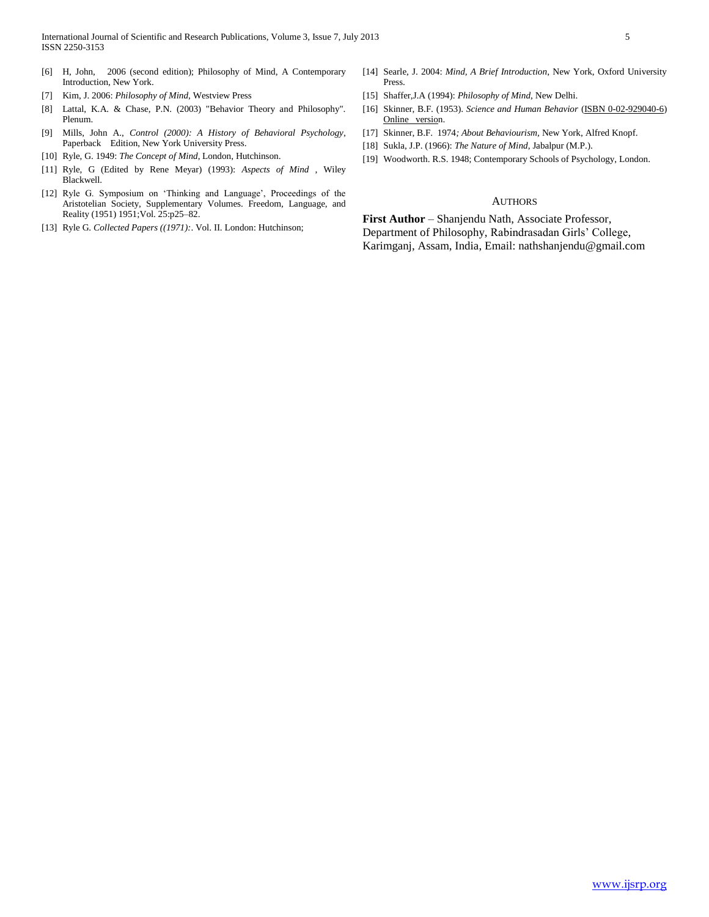[6] H, John, 2006 (second edition); Philosophy of Mind, A Contemporary Introduction, New York.

[7] Kim, J. 2006: *Philosophy of Mind*, Westview Press

[8] Lattal, K.A. & Chase, P.N. (2003) "Behavior Theory and Philosophy". Plenum.

[9] Mills, John A., *Control (2000): A History of Behavioral Psychology*, Paperback Edition, New York University Press.

[10] Ryle, G. 1949: *The Concept of Mind*, London, Hutchinson.

[11] Ryle, G (Edited by Rene Meyar) (1993): *Aspects of Mind* , Wiley Blackwell.

[12] Ryle G. Symposium on 'Thinking and Language', Proceedings of the Aristotelian Society, Supplementary Volumes. Freedom, Language, and Reality (1951) 1951;Vol. 25:p25–82.

[13] Ryle G. *Collected Papers ((1971):*. Vol. II. London: Hutchinson;

[14] Searle, J. 2004: *Mind, A Brief Introduction*, New York, Oxford University Press.

[15] Shaffer,J.A (1994): *Philosophy of Mind*, New Delhi.

[16] Skinner, B.F. (1953). *Science and Human Behavior* (ISBN 0-02-929040-6) Online version.

[17] Skinner, B.F. 1974*; About Behaviourism*, New York, Alfred Knopf.

[18] Sukla, J.P. (1966): *The Nature of Mind*, Jabalpur (M.P.).

[19] Woodworth. R.S. 1948; Contemporary Schools of Psychology, London.

## AUTHORS

**First Author** – Shanjendu Nath, Associate Professor, Department of Philosophy, Rabindrasadan Girls' College, Karimganj, Assam, India, Email: nathshanjendu@gmail.com